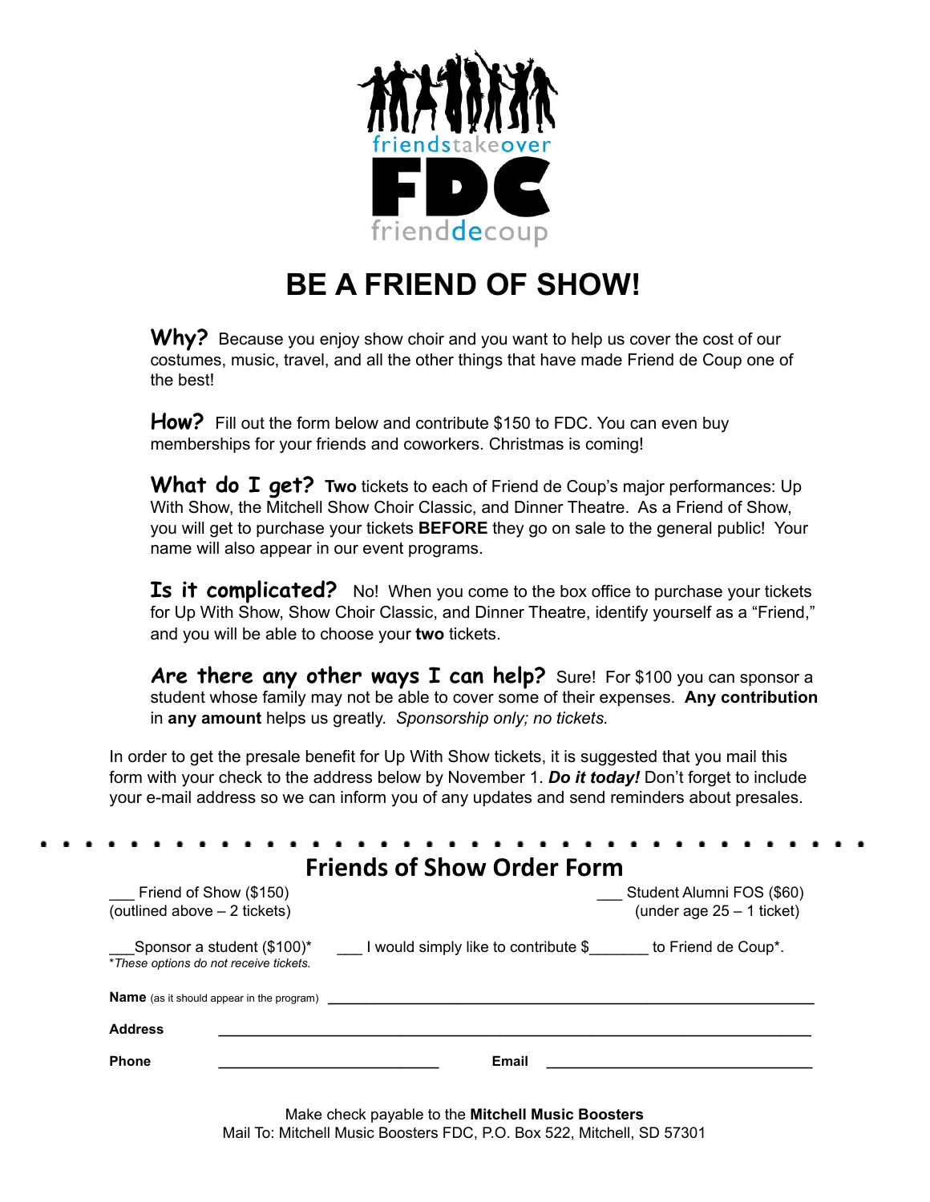friendstakeover

FDC

frienddecoup

# BE A FRIEND OF SHOW!

**Why?** Because you enjoy show choir and you want to help us cover the cost of our costumes, music, travel, and all the other things that have made Friend de Coup one of the best!

**How?** Fill out the form below and contribute $150 to FDC. You can even buy memberships for your friends and coworkers. Christmas is coming!

**What do I get?** **Two** tickets to each of Friend de Coup's major performances: Up With Show, the Mitchell Show Choir Classic, and Dinner Theatre. As a Friend of Show, you will get to purchase your tickets **BEFORE** they go on sale to the general public! Your name will also appear in our event programs.

**Is it complicated?** No! When you come to the box office to purchase your tickets for Up With Show, Show Choir Classic, and Dinner Theatre, identify yourself as a "Friend," and you will be able to choose your **two** tickets.

**Are there any other ways I can help?** Sure! For $100 you can sponsor a student whose family may not be able to cover some of their expenses. **Any contribution** in **any amount** helps us greatly. *Sponsorship only; no tickets.*

In order to get the presale benefit for Up With Show tickets, it is suggested that you mail this form with your check to the address below by November 1. ***Do it today!*** Don't forget to include your e-mail address so we can inform you of any updates and send reminders about presales.

---

## Friends of Show Order Form

___ Friend of Show ($150) (outlined above – 2 tickets)

___ Student Alumni FOS ($60) (under age 25 – 1 ticket)

___Sponsor a student ($100)*

___ I would simply like to contribute $_______ to Friend de Coup*.

*These options do not receive tickets.*

**Name** (as it should appear in the program) ________________________________________

**Address** ________________________________________

**Phone** ____________________________ **Email** ________________________________

Make check payable to the **Mitchell Music Boosters**

Mail To: Mitchell Music Boosters FDC, P.O. Box 522, Mitchell, SD 57301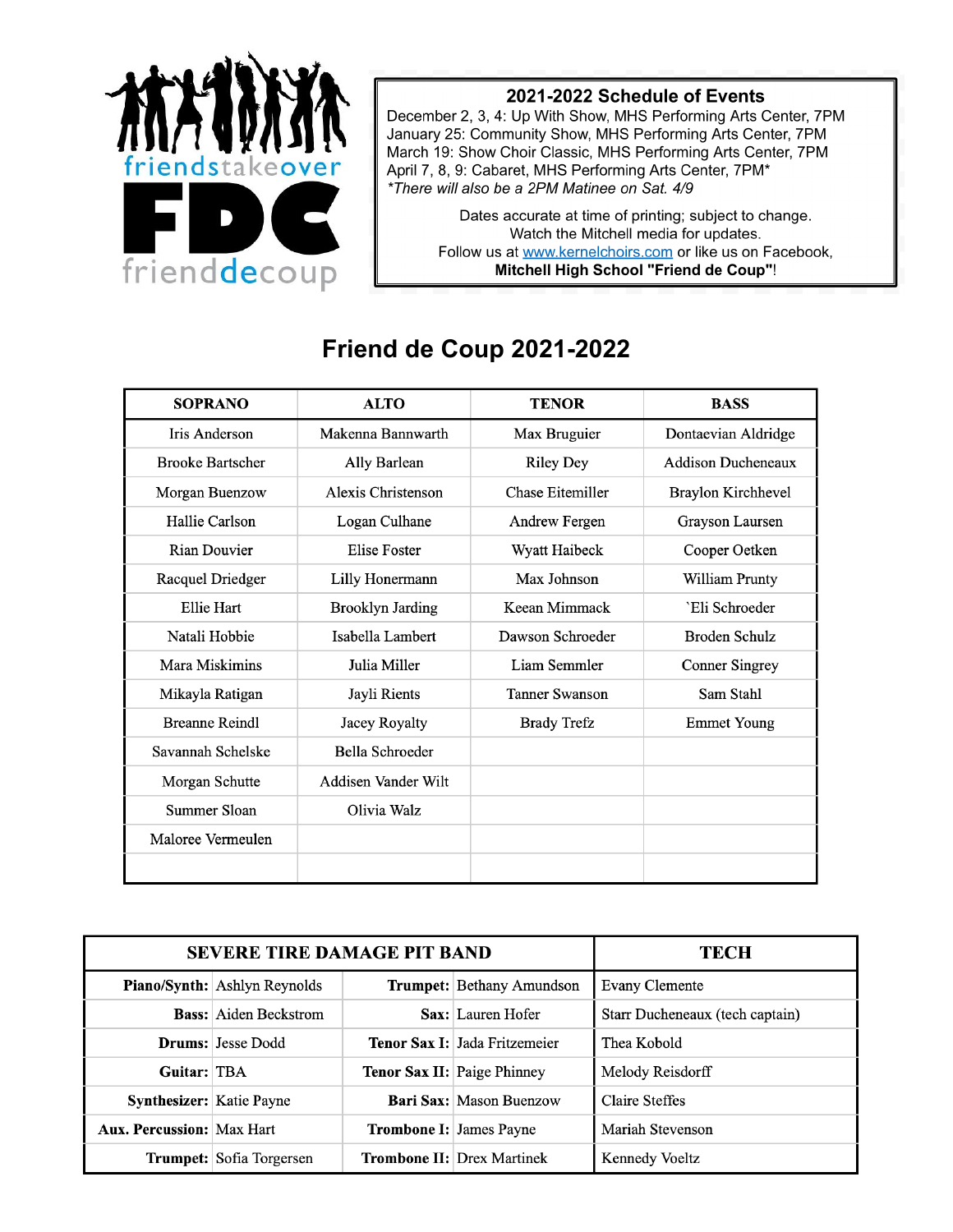friendstakeover

FDC

frienddecoup

**2021-2022 Schedule of Events**

December 2, 3, 4: Up With Show, MHS Performing Arts Center, 7PM
January 25: Community Show, MHS Performing Arts Center, 7PM
March 19: Show Choir Classic, MHS Performing Arts Center, 7PM
April 7, 8, 9: Cabaret, MHS Performing Arts Center, 7PM*
*\*There will also be a 2PM Matinee on Sat. 4/9*

Dates accurate at time of printing; subject to change.
Watch the Mitchell media for updates.
Follow us at www.kernelchoirs.com or like us on Facebook,
**Mitchell High School "Friend de Coup"**!

# Friend de Coup 2021-2022

| SOPRANO | ALTO | TENOR | BASS |
|---|---|---|---|
| Iris Anderson | Makenna Bannwarth | Max Bruguier | Dontaevian Aldridge |
| Brooke Bartscher | Ally Barlean | Riley Dey | Addison Ducheneaux |
| Morgan Buenzow | Alexis Christenson | Chase Eitemiller | Braylon Kirchhevel |
| Hallie Carlson | Logan Culhane | Andrew Fergen | Grayson Laursen |
| Rian Douvier | Elise Foster | Wyatt Haibeck | Cooper Oetken |
| Racquel Driedger | Lilly Honermann | Max Johnson | William Prunty |
| Ellie Hart | Brooklyn Jarding | Keean Mimmack | `Eli Schroeder |
| Natali Hobbie | Isabella Lambert | Dawson Schroeder | Broden Schulz |
| Mara Miskimins | Julia Miller | Liam Semmler | Conner Singrey |
| Mikayla Ratigan | Jayli Rients | Tanner Swanson | Sam Stahl |
| Breanne Reindl | Jacey Royalty | Brady Trefz | Emmet Young |
| Savannah Schelske | Bella Schroeder | | |
| Morgan Schutte | Addisen Vander Wilt | | |
| Summer Sloan | Olivia Walz | | |
| Maloree Vermeulen | | | |
| | | | |

| SEVERE TIRE DAMAGE PIT BAND | | | | TECH |
|---|---|---|---|---|
| **Piano/Synth:** | Ashlyn Reynolds | **Trumpet:** | Bethany Amundson | Evany Clemente |
| **Bass:** | Aiden Beckstrom | **Sax:** | Lauren Hofer | Starr Ducheneaux (tech captain) |
| **Drums:** | Jesse Dodd | **Tenor Sax I:** | Jada Fritzemeier | Thea Kobold |
| **Guitar:** | TBA | **Tenor Sax II:** | Paige Phinney | Melody Reisdorff |
| **Synthesizer:** | Katie Payne | **Bari Sax:** | Mason Buenzow | Claire Steffes |
| **Aux. Percussion:** | Max Hart | **Trombone I:** | James Payne | Mariah Stevenson |
| **Trumpet:** | Sofia Torgersen | **Trombone II:** | Drex Martinek | Kennedy Voeltz |